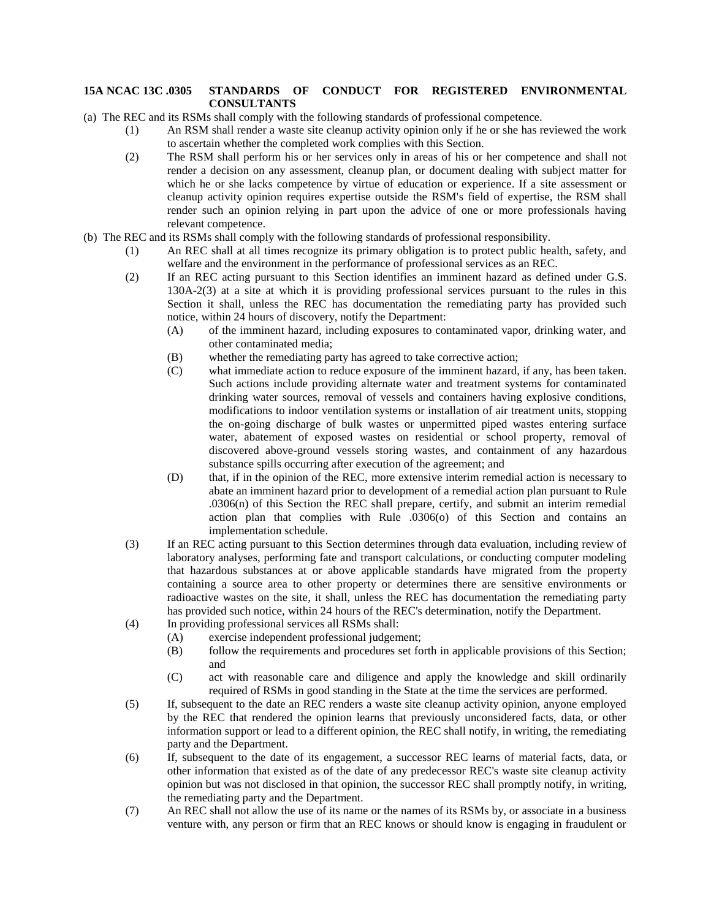**15A NCAC 13C .0305 STANDARDS OF CONDUCT FOR REGISTERED ENVIRONMENTAL CONSULTANTS**

(a) The REC and its RSMs shall comply with the following standards of professional competence.

(1) An RSM shall render a waste site cleanup activity opinion only if he or she has reviewed the work to ascertain whether the completed work complies with this Section.

(2) The RSM shall perform his or her services only in areas of his or her competence and shall not render a decision on any assessment, cleanup plan, or document dealing with subject matter for which he or she lacks competence by virtue of education or experience. If a site assessment or cleanup activity opinion requires expertise outside the RSM's field of expertise, the RSM shall render such an opinion relying in part upon the advice of one or more professionals having relevant competence.

(b) The REC and its RSMs shall comply with the following standards of professional responsibility.

(1) An REC shall at all times recognize its primary obligation is to protect public health, safety, and welfare and the environment in the performance of professional services as an REC.

(2) If an REC acting pursuant to this Section identifies an imminent hazard as defined under G.S. 130A-2(3) at a site at which it is providing professional services pursuant to the rules in this Section it shall, unless the REC has documentation the remediating party has provided such notice, within 24 hours of discovery, notify the Department:

(A) of the imminent hazard, including exposures to contaminated vapor, drinking water, and other contaminated media;

(B) whether the remediating party has agreed to take corrective action;

(C) what immediate action to reduce exposure of the imminent hazard, if any, has been taken. Such actions include providing alternate water and treatment systems for contaminated drinking water sources, removal of vessels and containers having explosive conditions, modifications to indoor ventilation systems or installation of air treatment units, stopping the on-going discharge of bulk wastes or unpermitted piped wastes entering surface water, abatement of exposed wastes on residential or school property, removal of discovered above-ground vessels storing wastes, and containment of any hazardous substance spills occurring after execution of the agreement; and

(D) that, if in the opinion of the REC, more extensive interim remedial action is necessary to abate an imminent hazard prior to development of a remedial action plan pursuant to Rule .0306(n) of this Section the REC shall prepare, certify, and submit an interim remedial action plan that complies with Rule .0306(o) of this Section and contains an implementation schedule.

(3) If an REC acting pursuant to this Section determines through data evaluation, including review of laboratory analyses, performing fate and transport calculations, or conducting computer modeling that hazardous substances at or above applicable standards have migrated from the property containing a source area to other property or determines there are sensitive environments or radioactive wastes on the site, it shall, unless the REC has documentation the remediating party has provided such notice, within 24 hours of the REC's determination, notify the Department.

(4) In providing professional services all RSMs shall:

(A) exercise independent professional judgement;

(B) follow the requirements and procedures set forth in applicable provisions of this Section; and

(C) act with reasonable care and diligence and apply the knowledge and skill ordinarily required of RSMs in good standing in the State at the time the services are performed.

(5) If, subsequent to the date an REC renders a waste site cleanup activity opinion, anyone employed by the REC that rendered the opinion learns that previously unconsidered facts, data, or other information support or lead to a different opinion, the REC shall notify, in writing, the remediating party and the Department.

(6) If, subsequent to the date of its engagement, a successor REC learns of material facts, data, or other information that existed as of the date of any predecessor REC's waste site cleanup activity opinion but was not disclosed in that opinion, the successor REC shall promptly notify, in writing, the remediating party and the Department.

(7) An REC shall not allow the use of its name or the names of its RSMs by, or associate in a business venture with, any person or firm that an REC knows or should know is engaging in fraudulent or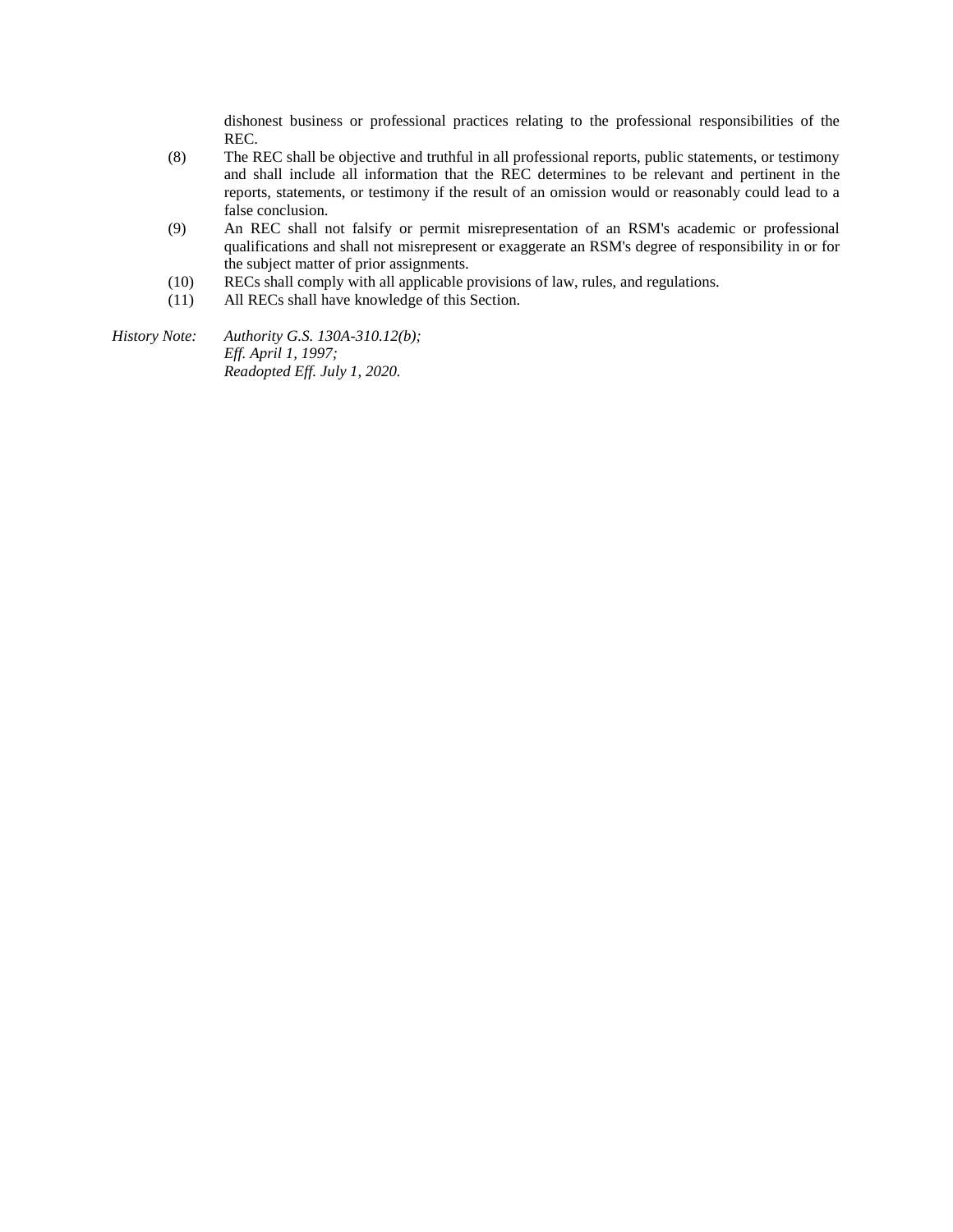dishonest business or professional practices relating to the professional responsibilities of the REC.

(8) The REC shall be objective and truthful in all professional reports, public statements, or testimony and shall include all information that the REC determines to be relevant and pertinent in the reports, statements, or testimony if the result of an omission would or reasonably could lead to a false conclusion.

(9) An REC shall not falsify or permit misrepresentation of an RSM's academic or professional qualifications and shall not misrepresent or exaggerate an RSM's degree of responsibility in or for the subject matter of prior assignments.

(10) RECs shall comply with all applicable provisions of law, rules, and regulations.

(11) All RECs shall have knowledge of this Section.

*History Note:* *Authority G.S. 130A-310.12(b);*
*Eff. April 1, 1997;*
*Readopted Eff. July 1, 2020.*